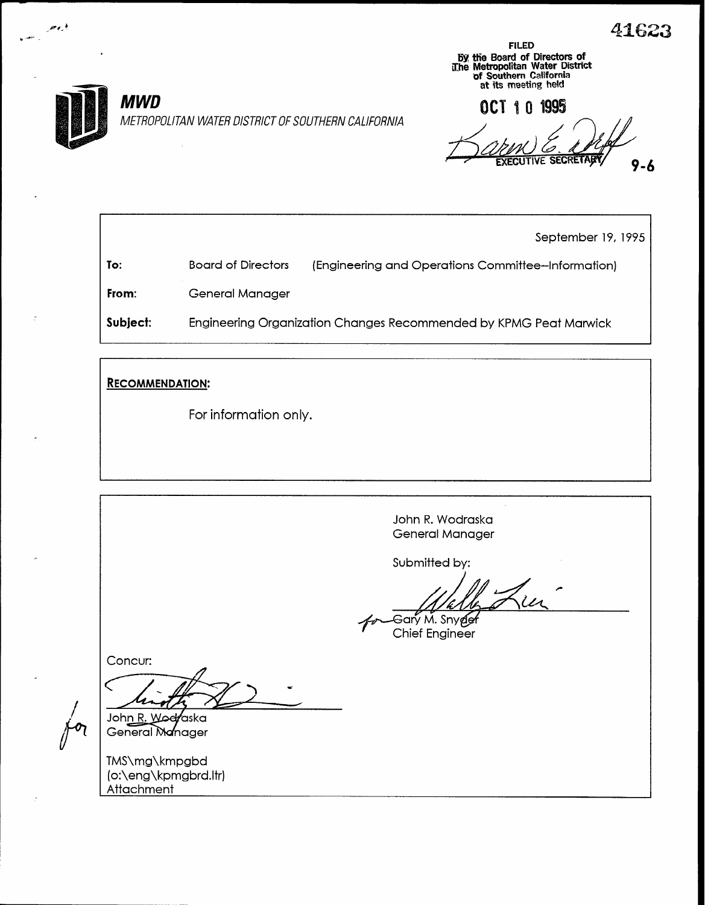41623

FILED
By the Board of Directors of
The Metropolitan Water District
of Southern California
at its meeting held

OCT 10 1995

*Karen E. Tachiki*
EXECUTIVE SECRETARY

9-6

**MWD**

*METROPOLITAN WATER DISTRICT OF SOUTHERN CALIFORNIA*

September 19, 1995

**To:** Board of Directors (Engineering and Operations Committee--Information)

**From:** General Manager

**Subject:** Engineering Organization Changes Recommended by KPMG Peat Marwick

**RECOMMENDATION:**

For information only.

John R. Wodraska
General Manager

Submitted by:

for Gary M. Snyder
Chief Engineer

Concur:

for John R. Wodraska
General Manager

TMS\mg\kmpgbd
(o:\eng\kpmgbrd.ltr)
Attachment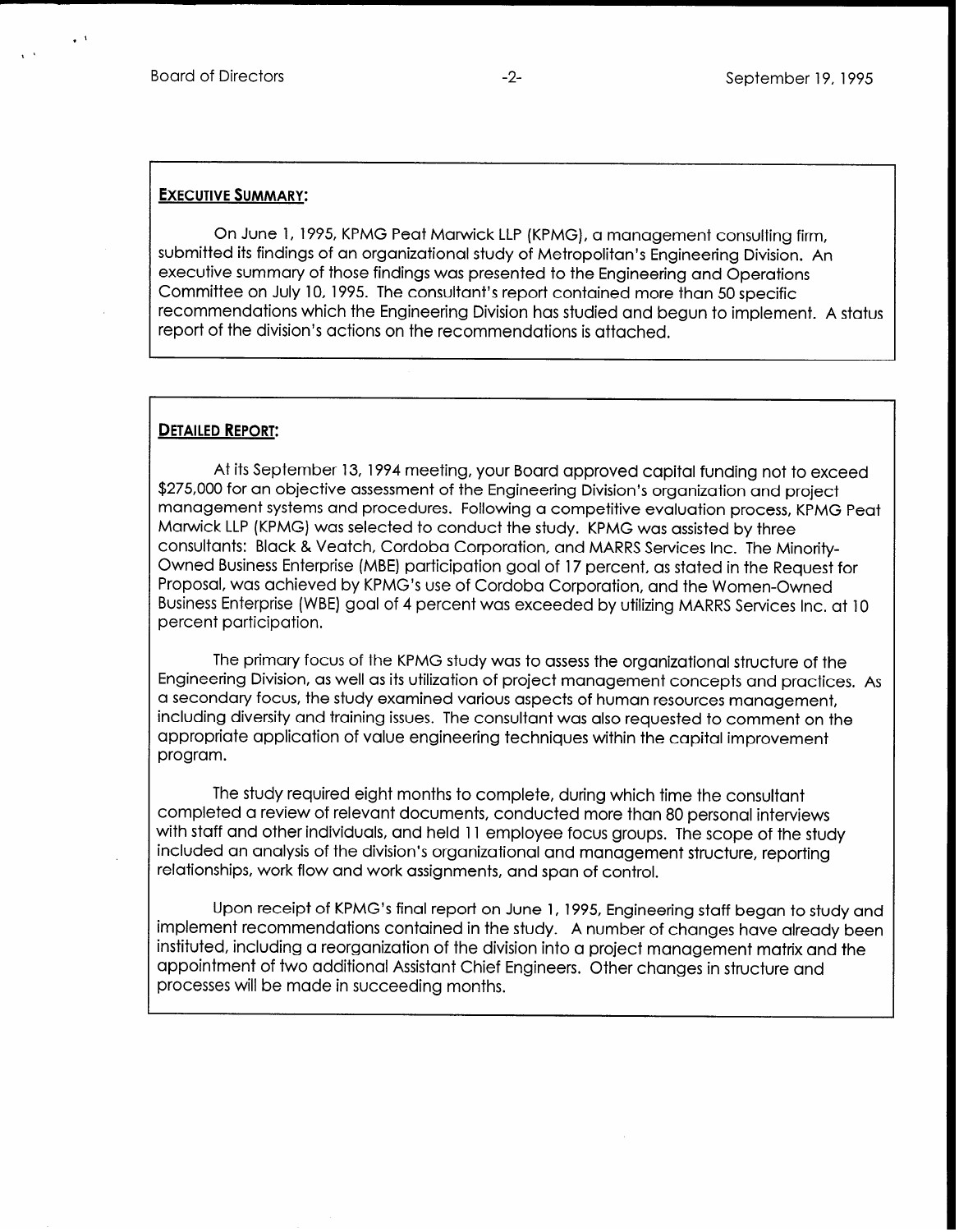**EXECUTIVE SUMMARY:**

On June 1, 1995, KPMG Peat Marwick LLP (KPMG), a management consulting firm, submitted its findings of an organizational study of Metropolitan's Engineering Division. An executive summary of those findings was presented to the Engineering and Operations Committee on July 10, 1995. The consultant's report contained more than 50 specific recommendations which the Engineering Division has studied and begun to implement. A status report of the division's actions on the recommendations is attached.

**DETAILED REPORT:**

At its September 13, 1994 meeting, your Board approved capital funding not to exceed $275,000 for an objective assessment of the Engineering Division's organization and project management systems and procedures. Following a competitive evaluation process, KPMG Peat Marwick LLP (KPMG) was selected to conduct the study. KPMG was assisted by three consultants: Black & Veatch, Cordoba Corporation, and MARRS Services Inc. The Minority-Owned Business Enterprise (MBE) participation goal of 17 percent, as stated in the Request for Proposal, was achieved by KPMG's use of Cordoba Corporation, and the Women-Owned Business Enterprise (WBE) goal of 4 percent was exceeded by utilizing MARRS Services Inc. at 10 percent participation.

The primary focus of the KPMG study was to assess the organizational structure of the Engineering Division, as well as its utilization of project management concepts and practices. As a secondary focus, the study examined various aspects of human resources management, including diversity and training issues. The consultant was also requested to comment on the appropriate application of value engineering techniques within the capital improvement program.

The study required eight months to complete, during which time the consultant completed a review of relevant documents, conducted more than 80 personal interviews with staff and other individuals, and held 11 employee focus groups. The scope of the study included an analysis of the division's organizational and management structure, reporting relationships, work flow and work assignments, and span of control.

Upon receipt of KPMG's final report on June 1, 1995, Engineering staff began to study and implement recommendations contained in the study. A number of changes have already been instituted, including a reorganization of the division into a project management matrix and the appointment of two additional Assistant Chief Engineers. Other changes in structure and processes will be made in succeeding months.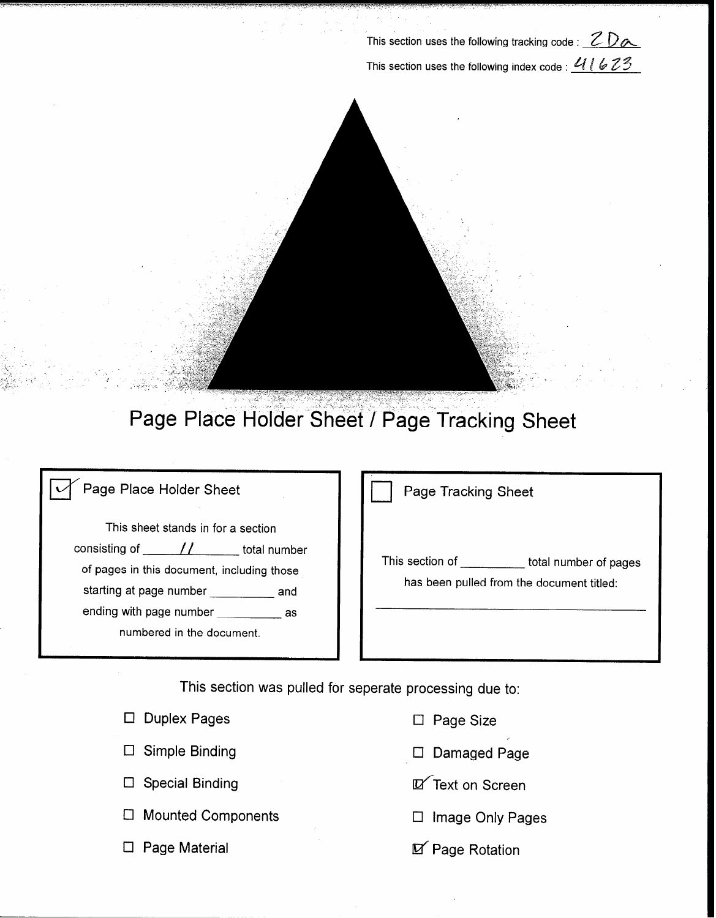This section uses the following tracking code : 2Da

This section uses the following index code : 41623

# Page Place Holder Sheet / Page Tracking Sheet

☑ Page Place Holder Sheet

This sheet stands in for a section consisting of ___11___ total number of pages in this document, including those starting at page number ________ and ending with page number ________ as numbered in the document.

☐ Page Tracking Sheet

This section of ________ total number of pages has been pulled from the document titled:

________________________________________

This section was pulled for seperate processing due to:

- ☐ Duplex Pages
- ☐ Simple Binding
- ☐ Special Binding
- ☐ Mounted Components
- ☐ Page Material
- ☐ Page Size
- ☐ Damaged Page
- ☑ Text on Screen
- ☐ Image Only Pages
- ☑ Page Rotation